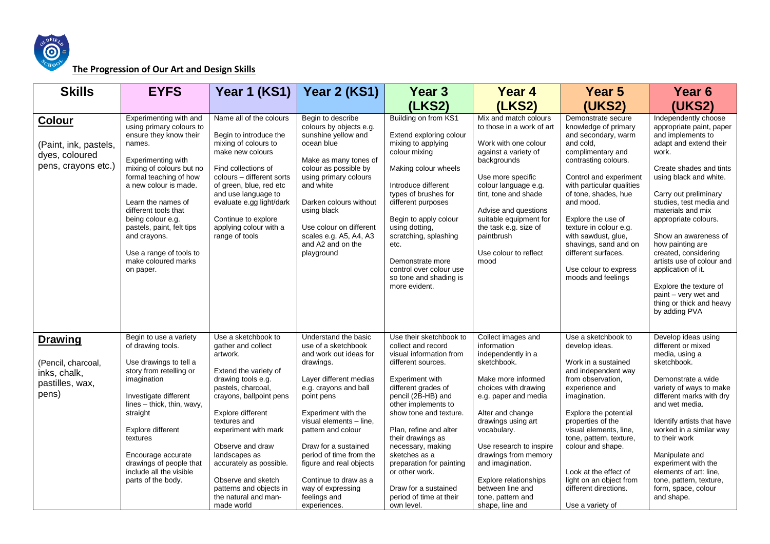## The Progression of Our Art and Design Skills

| Skills | EYFS | Year 1 (KS1) | Year 2 (KS1) | Year 3 (LKS2) | Year 4 (LKS2) | Year 5 (UKS2) | Year 6 (UKS2) |
|---|---|---|---|---|---|---|---|
| **Colour**<br><br>(Paint, ink, pastels, dyes, coloured pens, crayons etc.) | Experimenting with and using primary colours to ensure they know their names.<br><br>Experimenting with mixing of colours but no formal teaching of how a new colour is made.<br><br>Learn the names of different tools that being colour e.g. pastels, paint, felt tips and crayons.<br><br>Use a range of tools to make coloured marks on paper. | Name all of the colours<br><br>Begin to introduce the mixing of colours to make new colours<br><br>Find collections of colours – different sorts of green, blue, red etc and use language to evaluate e.gg light/dark<br><br>Continue to explore applying colour with a range of tools | Begin to describe colours by objects e.g. sunshine yellow and ocean blue<br><br>Make as many tones of colour as possible by using primary colours and white<br><br>Darken colours without using black<br><br>Use colour on different scales e.g. A5, A4, A3 and A2 and on the playground | Building on from KS1<br><br>Extend exploring colour mixing to applying colour mixing<br><br>Making colour wheels<br><br>Introduce different types of brushes for different purposes<br><br>Begin to apply colour using dotting, scratching, splashing etc.<br><br>Demonstrate more control over colour use so tone and shading is more evident. | Mix and match colours to those in a work of art<br><br>Work with one colour against a variety of backgrounds<br><br>Use more specific colour language e.g. tint, tone and shade<br><br>Advise and questions suitable equipment for the task e.g. size of paintbrush<br><br>Use colour to reflect mood | Demonstrate secure knowledge of primary and secondary, warm and cold, complimentary and contrasting colours.<br><br>Control and experiment with particular qualities of tone, shades, hue and mood.<br><br>Explore the use of texture in colour e.g. with sawdust, glue, shavings, sand and on different surfaces.<br><br>Use colour to express moods and feelings | Independently choose appropriate paint, paper and implements to adapt and extend their work.<br><br>Create shades and tints using black and white.<br><br>Carry out preliminary studies, test media and materials and mix appropriate colours.<br><br>Show an awareness of how painting are created, considering artists use of colour and application of it.<br><br>Explore the texture of paint – very wet and thing or thick and heavy by adding PVA |
| **Drawing**<br><br>(Pencil, charcoal, inks, chalk, pastilles, wax, pens) | Begin to use a variety of drawing tools.<br><br>Use drawings to tell a story from retelling or imagination<br><br>Investigate different lines – thick, thin, wavy, straight<br><br>Explore different textures<br><br>Encourage accurate drawings of people that include all the visible parts of the body. | Use a sketchbook to gather and collect artwork.<br><br>Extend the variety of drawing tools e.g. pastels, charcoal, crayons, ballpoint pens<br><br>Explore different textures and experiment with mark<br><br>Observe and draw landscapes as accurately as possible.<br><br>Observe and sketch patterns and objects in the natural and man-made world | Understand the basic use of a sketchbook and work out ideas for drawings.<br><br>Layer different medias e.g. crayons and ball point pens<br><br>Experiment with the visual elements – line, pattern and colour<br><br>Draw for a sustained period of time from the figure and real objects<br><br>Continue to draw as a way of expressing feelings and experiences. | Use their sketchbook to collect and record visual information from different sources.<br><br>Experiment with different grades of pencil (2B-HB) and other implements to show tone and texture.<br><br>Plan, refine and alter their drawings as necessary, making sketches as a preparation for painting or other work.<br><br>Draw for a sustained period of time at their own level. | Collect images and information independently in a sketchbook.<br><br>Make more informed choices with drawing e.g. paper and media<br><br>Alter and change drawings using art vocabulary.<br><br>Use research to inspire drawings from memory and imagination.<br><br>Explore relationships between line and tone, pattern and shape, line and | Use a sketchbook to develop ideas.<br><br>Work in a sustained and independent way from observation, experience and imagination.<br><br>Explore the potential properties of the visual elements, line, tone, pattern, texture, colour and shape.<br><br>Look at the effect of light on an object from different directions.<br><br>Use a variety of | Develop ideas using different or mixed media, using a sketchbook.<br><br>Demonstrate a wide variety of ways to make different marks with dry and wet media.<br><br>Identify artists that have worked in a similar way to their work<br><br>Manipulate and experiment with the elements of art: line, tone, pattern, texture, form, space, colour and shape. |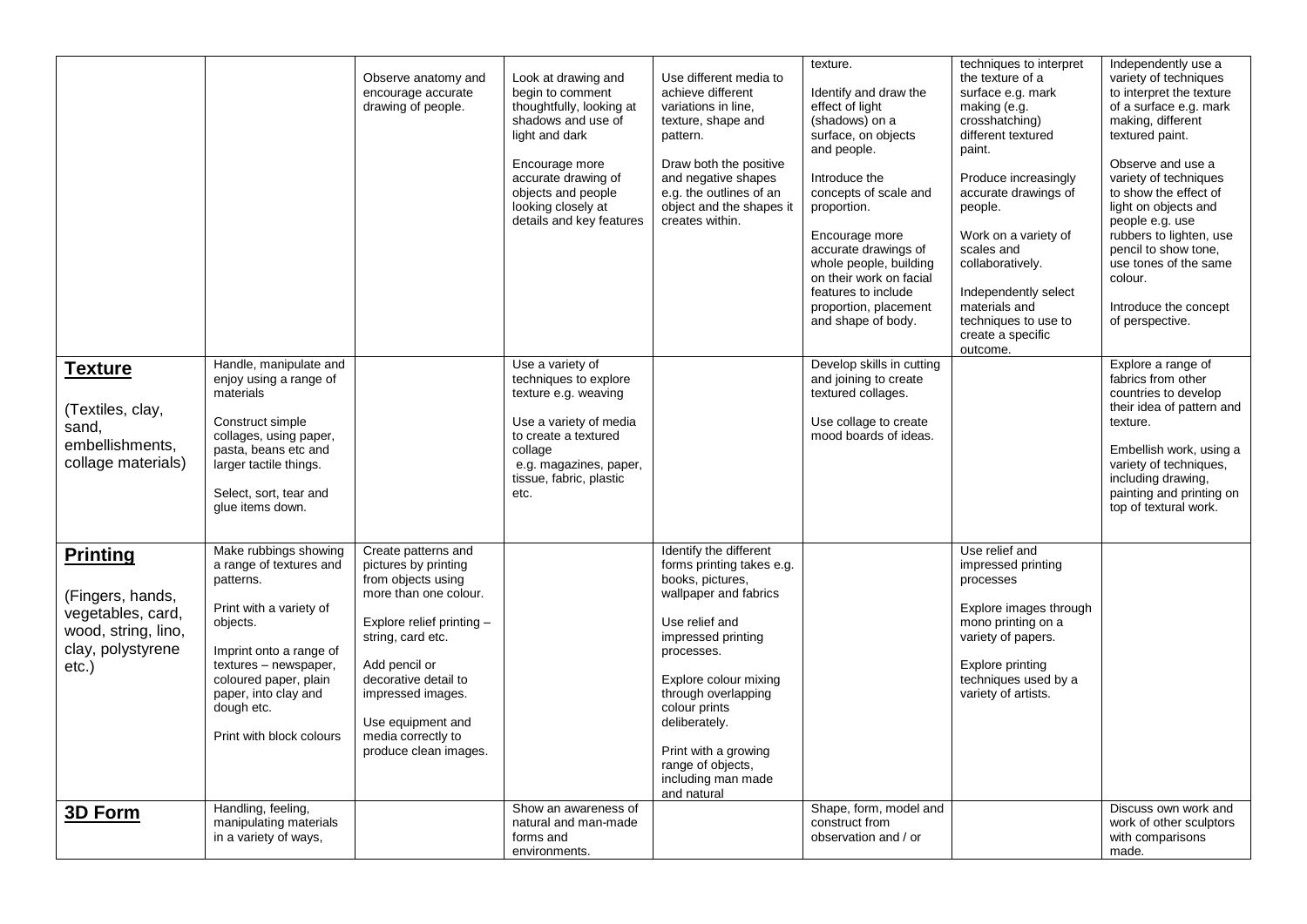| | | | | | | | |
|---|---|---|---|---|---|---|---|
| | | Observe anatomy and encourage accurate drawing of people. | Look at drawing and begin to comment thoughtfully, looking at shadows and use of light and dark<br><br>Encourage more accurate drawing of objects and people looking closely at details and key features | Use different media to achieve different variations in line, texture, shape and pattern.<br><br>Draw both the positive and negative shapes e.g. the outlines of an object and the shapes it creates within. | texture.<br><br>Identify and draw the effect of light (shadows) on a surface, on objects and people.<br><br>Introduce the concepts of scale and proportion.<br><br>Encourage more accurate drawings of whole people, building on their work on facial features to include proportion, placement and shape of body. | techniques to interpret the texture of a surface e.g. mark making (e.g. crosshatching) different textured paint.<br><br>Produce increasingly accurate drawings of people.<br><br>Work on a variety of scales and collaboratively.<br><br>Independently select materials and techniques to use to create a specific outcome. | Independently use a variety of techniques to interpret the texture of a surface e.g. mark making, different textured paint.<br><br>Observe and use a variety of techniques to show the effect of light on objects and people e.g. use rubbers to lighten, use pencil to show tone, use tones of the same colour.<br><br>Introduce the concept of perspective. |
| **Texture**<br><br>(Textiles, clay, sand, embellishments, collage materials) | Handle, manipulate and enjoy using a range of materials<br><br>Construct simple collages, using paper, pasta, beans etc and larger tactile things.<br><br>Select, sort, tear and glue items down. | | Use a variety of techniques to explore texture e.g. weaving<br><br>Use a variety of media to create a textured collage e.g. magazines, paper, tissue, fabric, plastic etc. | | Develop skills in cutting and joining to create textured collages.<br><br>Use collage to create mood boards of ideas. | | Explore a range of fabrics from other countries to develop their idea of pattern and texture.<br><br>Embellish work, using a variety of techniques, including drawing, painting and printing on top of textural work. |
| **Printing**<br><br>(Fingers, hands, vegetables, card, wood, string, lino, clay, polystyrene etc.) | Make rubbings showing a range of textures and patterns.<br><br>Print with a variety of objects.<br><br>Imprint onto a range of textures – newspaper, coloured paper, plain paper, into clay and dough etc.<br><br>Print with block colours | Create patterns and pictures by printing from objects using more than one colour.<br><br>Explore relief printing – string, card etc.<br><br>Add pencil or decorative detail to impressed images.<br><br>Use equipment and media correctly to produce clean images. | | Identify the different forms printing takes e.g. books, pictures, wallpaper and fabrics<br><br>Use relief and impressed printing processes.<br><br>Explore colour mixing through overlapping colour prints deliberately.<br><br>Print with a growing range of objects, including man made and natural | | Use relief and impressed printing processes<br><br>Explore images through mono printing on a variety of papers.<br><br>Explore printing techniques used by a variety of artists. | |
| **3D Form** | Handling, feeling, manipulating materials in a variety of ways, | | Show an awareness of natural and man-made forms and environments. | | Shape, form, model and construct from observation and / or | | Discuss own work and work of other sculptors with comparisons made. |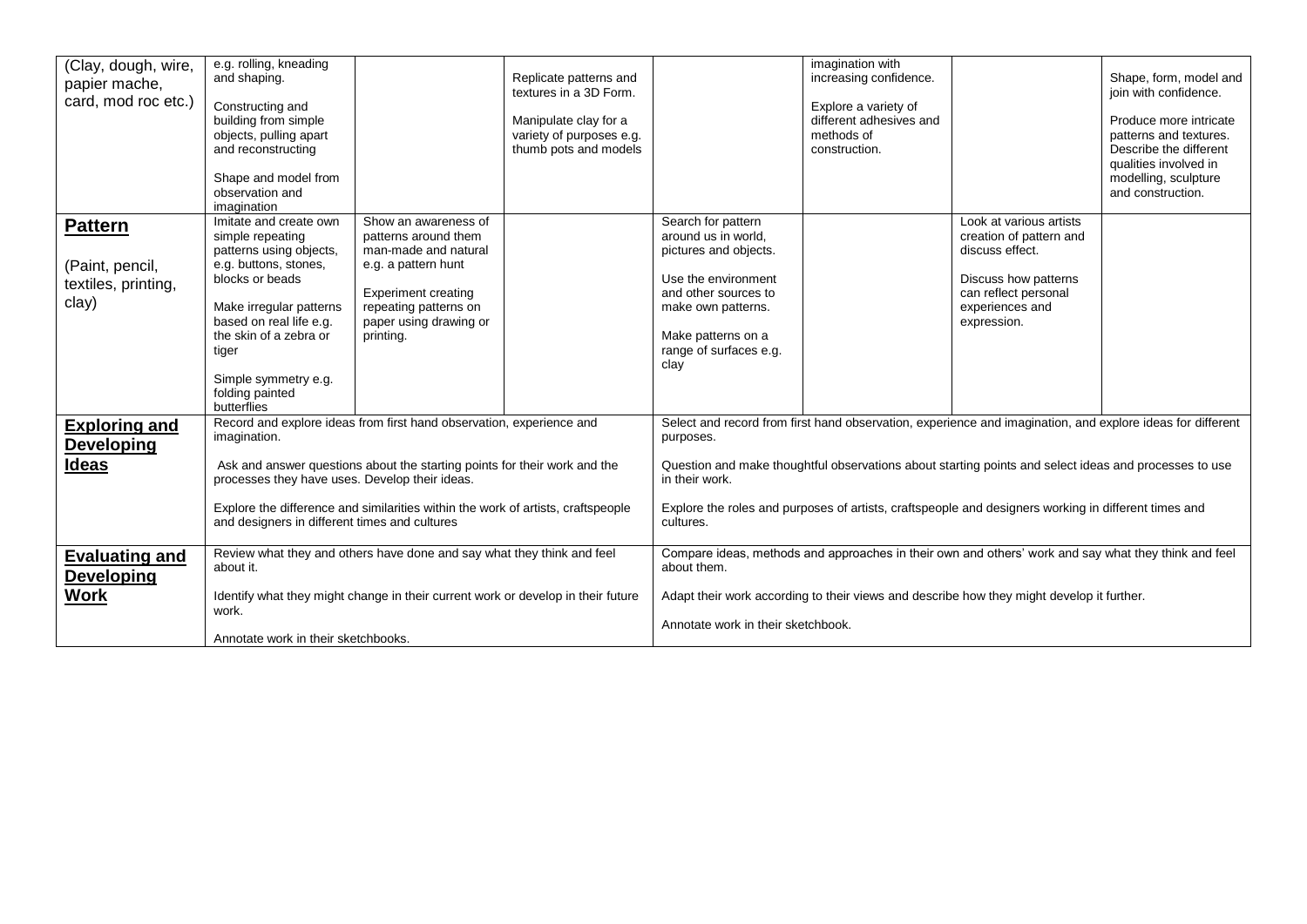| | | | | | | | |
|---|---|---|---|---|---|---|---|
| (Clay, dough, wire, papier mache, card, mod roc etc.) | e.g. rolling, kneading and shaping.<br><br>Constructing and building from simple objects, pulling apart and reconstructing<br><br>Shape and model from observation and imagination | | Replicate patterns and textures in a 3D Form.<br><br>Manipulate clay for a variety of purposes e.g. thumb pots and models | | imagination with increasing confidence.<br><br>Explore a variety of different adhesives and methods of construction. | | Shape, form, model and join with confidence.<br><br>Produce more intricate patterns and textures. Describe the different qualities involved in modelling, sculpture and construction. |
| **Pattern**<br><br>(Paint, pencil, textiles, printing, clay) | Imitate and create own simple repeating patterns using objects, e.g. buttons, stones, blocks or beads<br><br>Make irregular patterns based on real life e.g. the skin of a zebra or tiger<br><br>Simple symmetry e.g. folding painted butterflies | Show an awareness of patterns around them man-made and natural e.g. a pattern hunt<br><br>Experiment creating repeating patterns on paper using drawing or printing. | | Search for pattern around us in world, pictures and objects.<br><br>Use the environment and other sources to make own patterns.<br><br>Make patterns on a range of surfaces e.g. clay | | Look at various artists creation of pattern and discuss effect.<br><br>Discuss how patterns can reflect personal experiences and expression. | |
| **Exploring and Developing Ideas** | Record and explore ideas from first hand observation, experience and imagination.<br><br>Ask and answer questions about the starting points for their work and the processes they have uses. Develop their ideas.<br><br>Explore the difference and similarities within the work of artists, craftspeople and designers in different times and cultures | | | Select and record from first hand observation, experience and imagination, and explore ideas for different purposes.<br><br>Question and make thoughtful observations about starting points and select ideas and processes to use in their work.<br><br>Explore the roles and purposes of artists, craftspeople and designers working in different times and cultures. | | | |
| **Evaluating and Developing Work** | Review what they and others have done and say what they think and feel about it.<br><br>Identify what they might change in their current work or develop in their future work.<br><br>Annotate work in their sketchbooks. | | | Compare ideas, methods and approaches in their own and others' work and say what they think and feel about them.<br><br>Adapt their work according to their views and describe how they might develop it further.<br><br>Annotate work in their sketchbook. | | | |